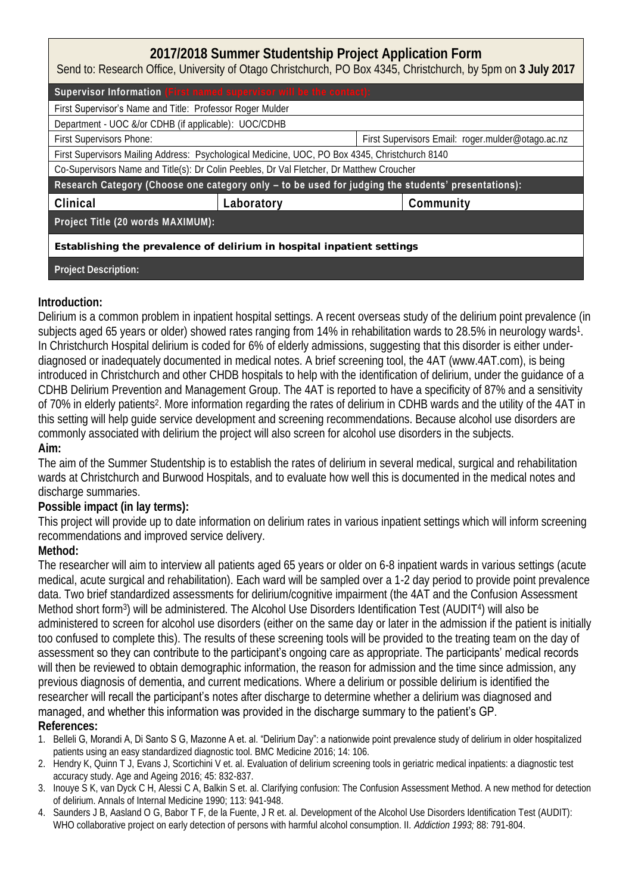# 2017/2018 Summer Studentship Project Application Form

Send to: Research Office, University of Otago Christchurch, PO Box 4345, Christchurch, by 5pm on **3 July 2017**

| **Supervisor Information** (First named supervisor will be the contact): | | |
|---|---|---|
| First Supervisor's Name and Title: Professor Roger Mulder | | |
| Department - UOC &/or CDHB (if applicable): UOC/CDHB | | |
| First Supervisors Phone: | | First Supervisors Email: roger.mulder@otago.ac.nz |
| First Supervisors Mailing Address: Psychological Medicine, UOC, PO Box 4345, Christchurch 8140 | | |
| Co-Supervisors Name and Title(s): Dr Colin Peebles, Dr Val Fletcher, Dr Matthew Croucher | | |
| **Research Category (Choose one category only – to be used for judging the students' presentations):** | | |
| **Clinical** | **Laboratory** | **Community** |
| **Project Title (20 words MAXIMUM):** | | |
| **Establishing the prevalence of delirium in hospital inpatient settings** | | |
| **Project Description:** | | |

**Introduction:**

Delirium is a common problem in inpatient hospital settings. A recent overseas study of the delirium point prevalence (in subjects aged 65 years or older) showed rates ranging from 14% in rehabilitation wards to 28.5% in neurology wards[1]. In Christchurch Hospital delirium is coded for 6% of elderly admissions, suggesting that this disorder is either under-diagnosed or inadequately documented in medical notes. A brief screening tool, the 4AT (www.4AT.com), is being introduced in Christchurch and other CHDB hospitals to help with the identification of delirium, under the guidance of a CDHB Delirium Prevention and Management Group. The 4AT is reported to have a specificity of 87% and a sensitivity of 70% in elderly patients[2]. More information regarding the rates of delirium in CDHB wards and the utility of the 4AT in this setting will help guide service development and screening recommendations. Because alcohol use disorders are commonly associated with delirium the project will also screen for alcohol use disorders in the subjects.

**Aim:**

The aim of the Summer Studentship is to establish the rates of delirium in several medical, surgical and rehabilitation wards at Christchurch and Burwood Hospitals, and to evaluate how well this is documented in the medical notes and discharge summaries.

**Possible impact (in lay terms):**

This project will provide up to date information on delirium rates in various inpatient settings which will inform screening recommendations and improved service delivery.

**Method:**

The researcher will aim to interview all patients aged 65 years or older on 6-8 inpatient wards in various settings (acute medical, acute surgical and rehabilitation). Each ward will be sampled over a 1-2 day period to provide point prevalence data. Two brief standardized assessments for delirium/cognitive impairment (the 4AT and the Confusion Assessment Method short form[3]) will be administered. The Alcohol Use Disorders Identification Test (AUDIT[4]) will also be administered to screen for alcohol use disorders (either on the same day or later in the admission if the patient is initially too confused to complete this). The results of these screening tools will be provided to the treating team on the day of assessment so they can contribute to the participant's ongoing care as appropriate. The participants' medical records will then be reviewed to obtain demographic information, the reason for admission and the time since admission, any previous diagnosis of dementia, and current medications. Where a delirium or possible delirium is identified the researcher will recall the participant's notes after discharge to determine whether a delirium was diagnosed and managed, and whether this information was provided in the discharge summary to the patient's GP.

**References:**

1. Belleli G, Morandi A, Di Santo S G, Mazonne A et. al. "Delirium Day": a nationwide point prevalence study of delirium in older hospitalized patients using an easy standardized diagnostic tool. BMC Medicine 2016; 14: 106.
2. Hendry K, Quinn T J, Evans J, Scortichini V et. al. Evaluation of delirium screening tools in geriatric medical inpatients: a diagnostic test accuracy study. Age and Ageing 2016; 45: 832-837.
3. Inouye S K, van Dyck C H, Alessi C A, Balkin S et. al. Clarifying confusion: The Confusion Assessment Method. A new method for detection of delirium. Annals of Internal Medicine 1990; 113: 941-948.
4. Saunders J B, Aasland O G, Babor T F, de la Fuente, J R et. al. Development of the Alcohol Use Disorders Identification Test (AUDIT): WHO collaborative project on early detection of persons with harmful alcohol consumption. II. *Addiction 1993;* 88: 791-804.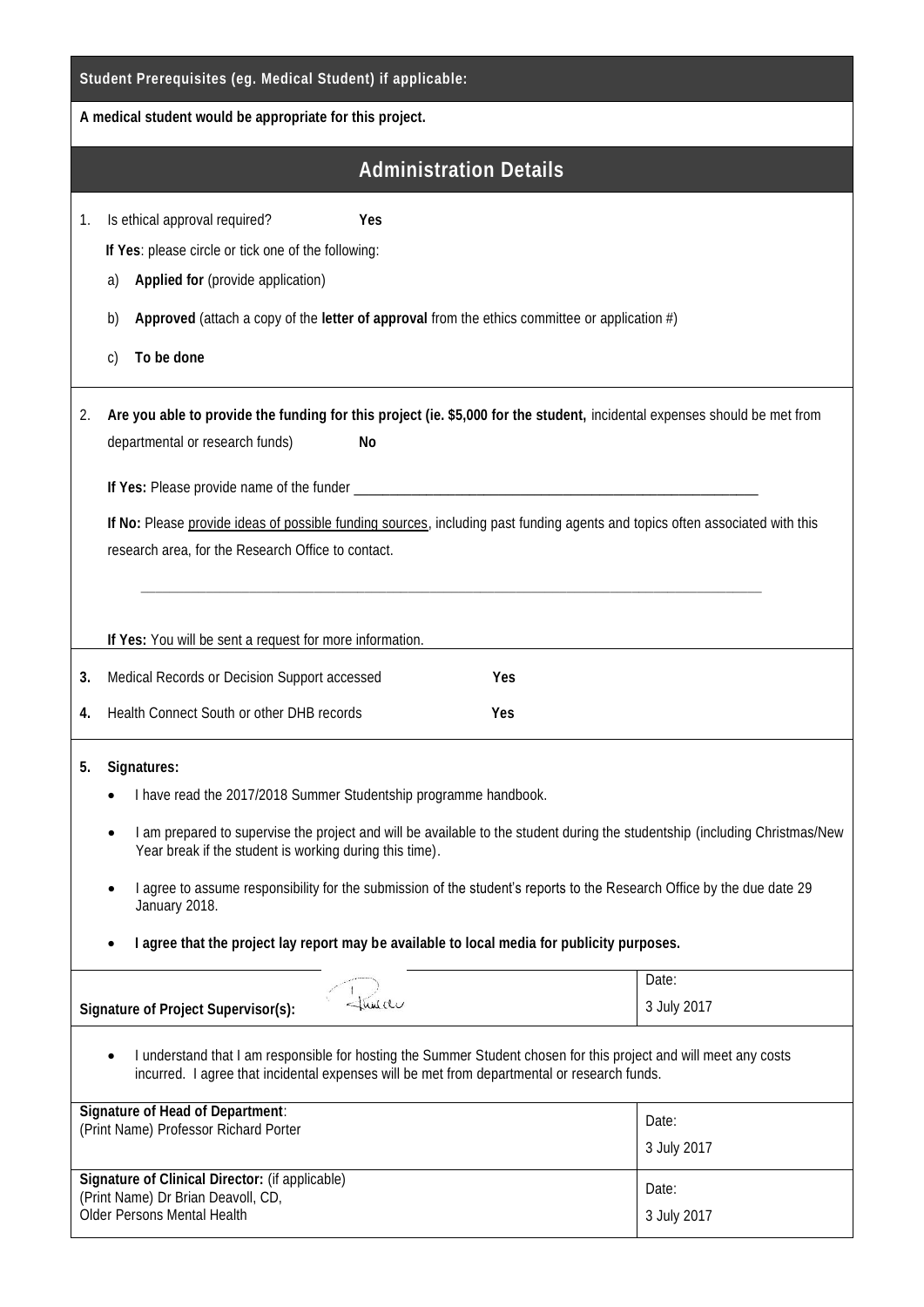**Student Prerequisites (eg. Medical Student) if applicable:**

**A medical student would be appropriate for this project.**

## Administration Details

1. Is ethical approval required? **Yes**

   **If Yes**: please circle or tick one of the following:

   a) **Applied for** (provide application)

   b) **Approved** (attach a copy of the **letter of approval** from the ethics committee or application #)

   c) **To be done**

2. **Are you able to provide the funding for this project (ie. $5,000 for the student,** incidental expenses should be met from departmental or research funds) **No**

   **If Yes:** Please provide name of the funder ________________________________________________

   **If No:** Please provide ideas of possible funding sources, including past funding agents and topics often associated with this research area, for the Research Office to contact.

   ________________________________________________

   **If Yes:** You will be sent a request for more information.

**3.** Medical Records or Decision Support accessed **Yes**

**4.** Health Connect South or other DHB records **Yes**

**5. Signatures:**

- I have read the 2017/2018 Summer Studentship programme handbook.
- I am prepared to supervise the project and will be available to the student during the studentship (including Christmas/New Year break if the student is working during this time).
- I agree to assume responsibility for the submission of the student's reports to the Research Office by the due date 29 January 2018.
- **I agree that the project lay report may be available to local media for publicity purposes.**

| | |
|---|---|
| **Signature of Project Supervisor(s):** | Date: 3 July 2017 |

- I understand that I am responsible for hosting the Summer Student chosen for this project and will meet any costs incurred. I agree that incidental expenses will be met from departmental or research funds.

| | |
|---|---|
| **Signature of Head of Department**: (Print Name) Professor Richard Porter | Date: 3 July 2017 |
| **Signature of Clinical Director:** (if applicable) (Print Name) Dr Brian Deavoll, CD, Older Persons Mental Health | Date: 3 July 2017 |